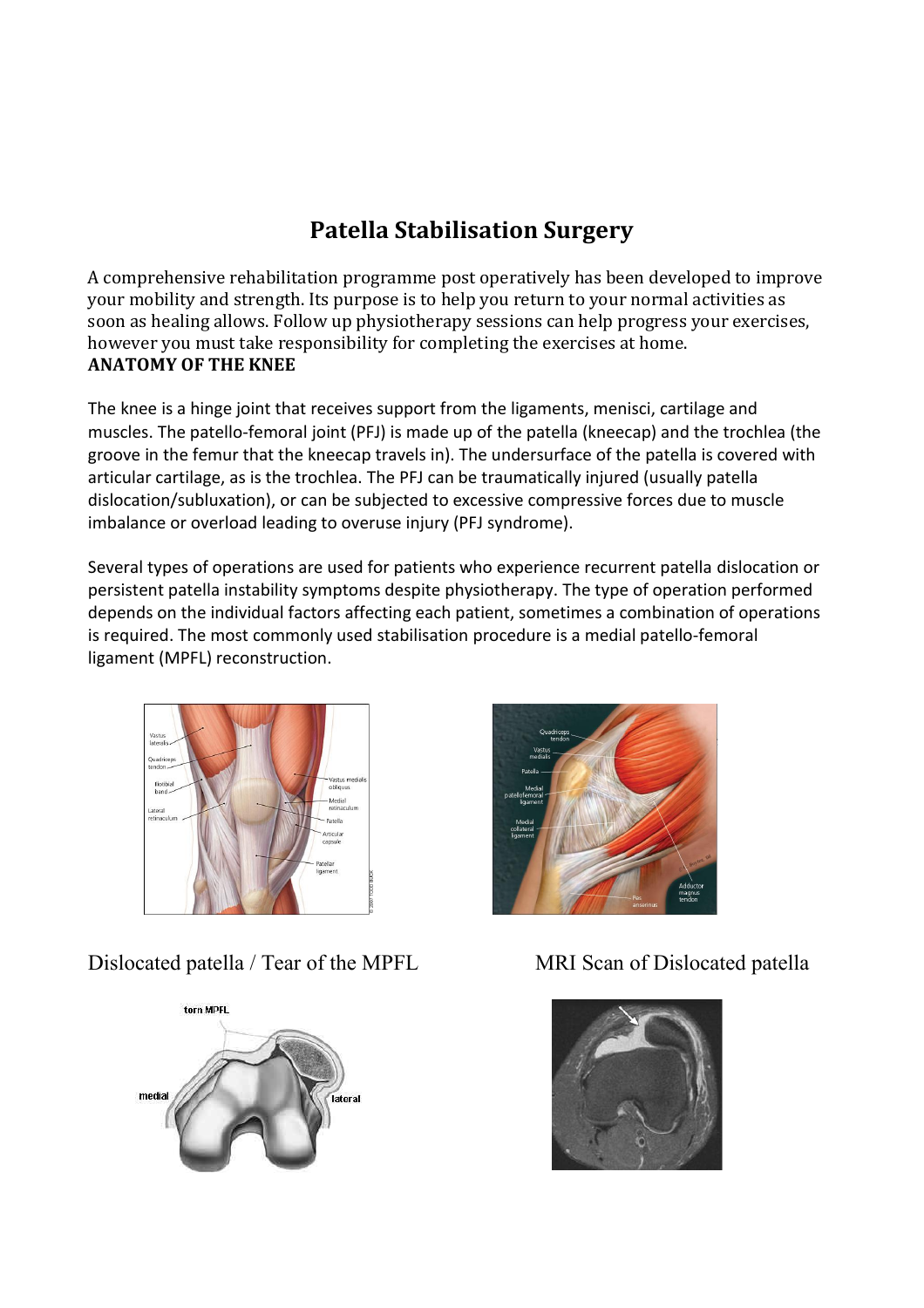# Patella Stabilisation Surgery

A comprehensive rehabilitation programme post operatively has been developed to improve your mobility and strength. Its purpose is to help you return to your normal activities as soon as healing allows. Follow up physiotherapy sessions can help progress your exercises, however you must take responsibility for completing the exercises at home.

**ANATOMY OF THE KNEE**

The knee is a hinge joint that receives support from the ligaments, menisci, cartilage and muscles. The patello-femoral joint (PFJ) is made up of the patella (kneecap) and the trochlea (the groove in the femur that the kneecap travels in). The undersurface of the patella is covered with articular cartilage, as is the trochlea. The PFJ can be traumatically injured (usually patella dislocation/subluxation), or can be subjected to excessive compressive forces due to muscle imbalance or overload leading to overuse injury (PFJ syndrome).

Several types of operations are used for patients who experience recurrent patella dislocation or persistent patella instability symptoms despite physiotherapy. The type of operation performed depends on the individual factors affecting each patient, sometimes a combination of operations is required. The most commonly used stabilisation procedure is a medial patello-femoral ligament (MPFL) reconstruction.

Dislocated patella / Tear of the MPFL

MRI Scan of Dislocated patella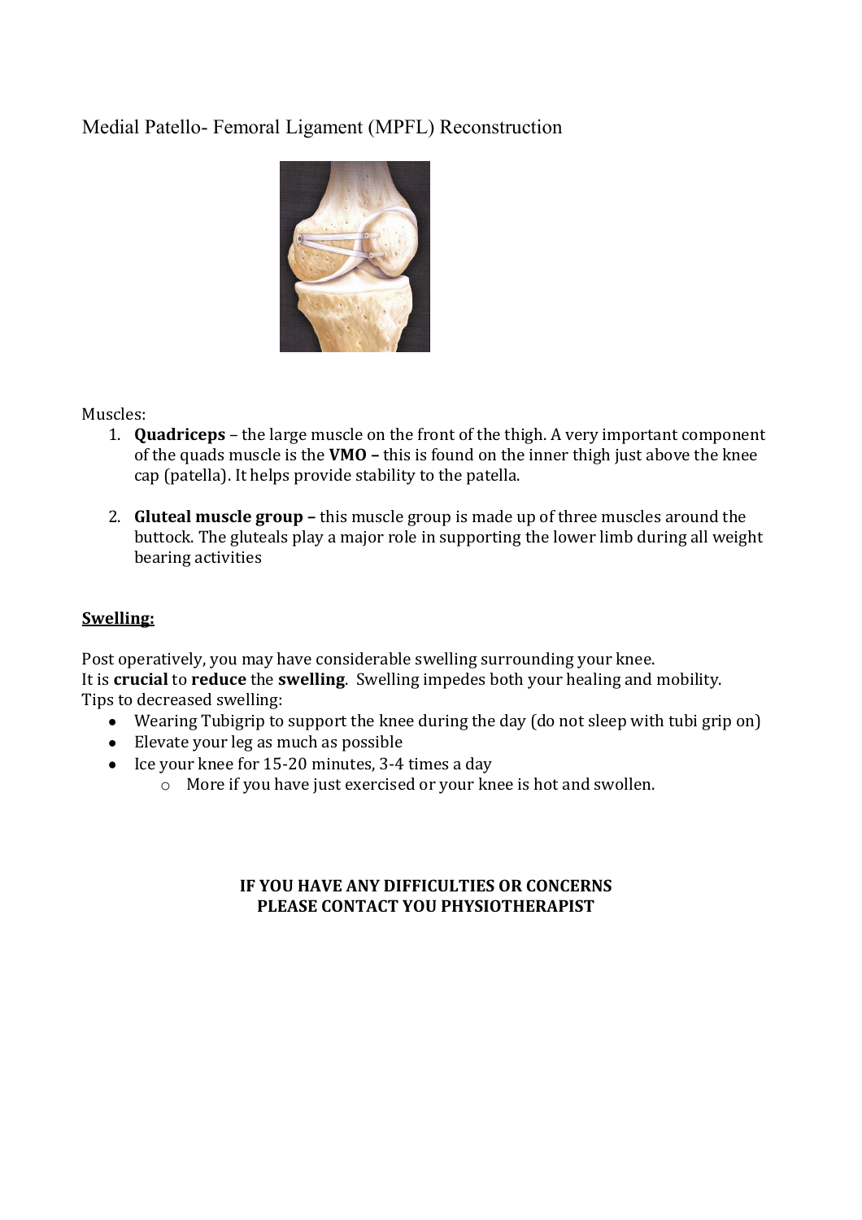# Medial Patello- Femoral Ligament (MPFL) Reconstruction

Muscles:

1. **Quadriceps** – the large muscle on the front of the thigh. A very important component of the quads muscle is the **VMO –** this is found on the inner thigh just above the knee cap (patella). It helps provide stability to the patella.

2. **Gluteal muscle group –** this muscle group is made up of three muscles around the buttock. The gluteals play a major role in supporting the lower limb during all weight bearing activities

## **Swelling:**

Post operatively, you may have considerable swelling surrounding your knee.
It is **crucial** to **reduce** the **swelling**. Swelling impedes both your healing and mobility.
Tips to decreased swelling:

- Wearing Tubigrip to support the knee during the day (do not sleep with tubi grip on)
- Elevate your leg as much as possible
- Ice your knee for 15-20 minutes, 3-4 times a day
  - More if you have just exercised or your knee is hot and swollen.

**IF YOU HAVE ANY DIFFICULTIES OR CONCERNS PLEASE CONTACT YOU PHYSIOTHERAPIST**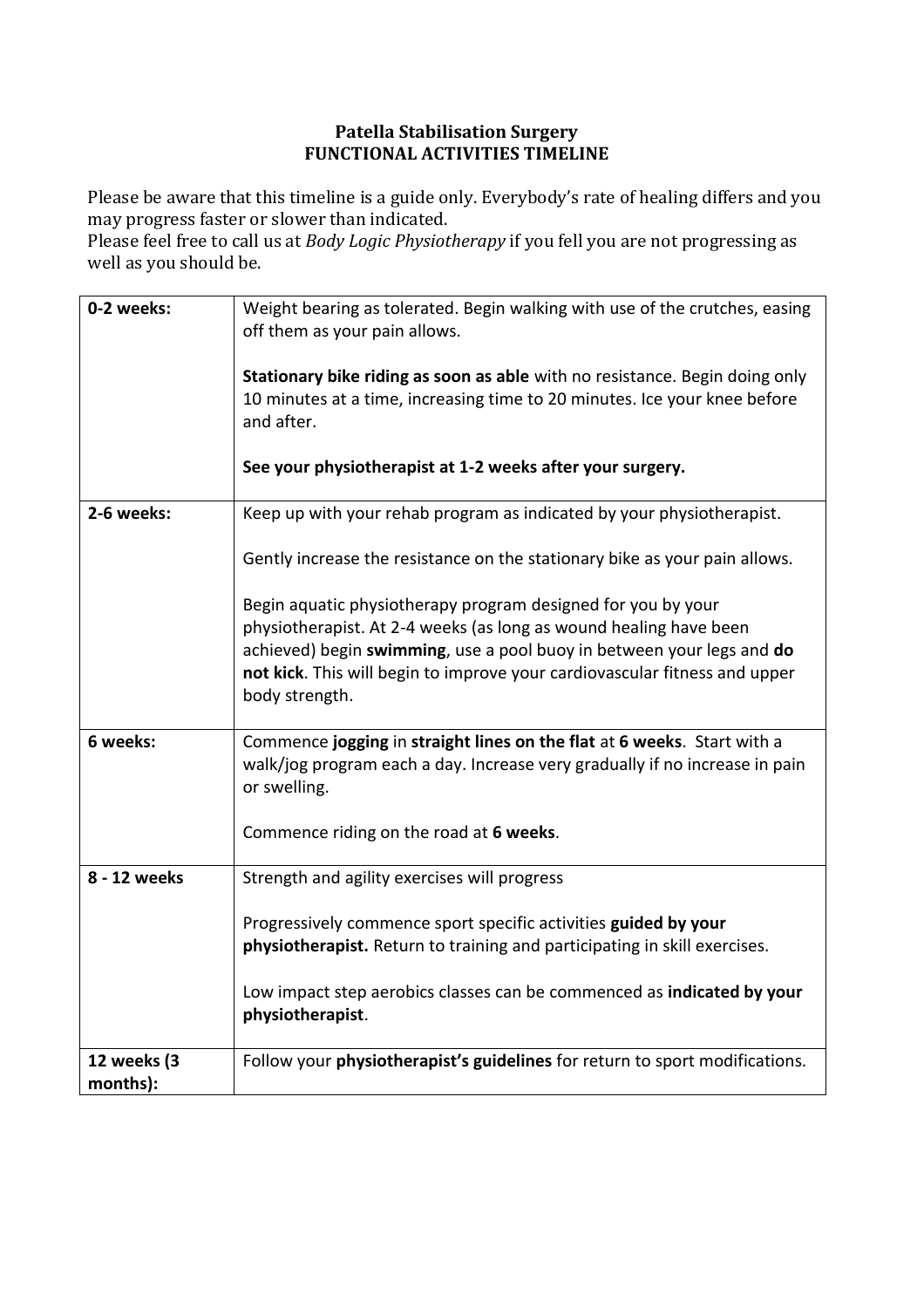# Patella Stabilisation Surgery
## FUNCTIONAL ACTIVITIES TIMELINE

Please be aware that this timeline is a guide only. Everybody's rate of healing differs and you may progress faster or slower than indicated.
Please feel free to call us at *Body Logic Physiotherapy* if you fell you are not progressing as well as you should be.

| | |
|---|---|
| **0-2 weeks:** | Weight bearing as tolerated. Begin walking with use of the crutches, easing off them as your pain allows.<br><br>**Stationary bike riding as soon as able** with no resistance. Begin doing only 10 minutes at a time, increasing time to 20 minutes. Ice your knee before and after.<br><br>**See your physiotherapist at 1-2 weeks after your surgery.** |
| **2-6 weeks:** | Keep up with your rehab program as indicated by your physiotherapist.<br><br>Gently increase the resistance on the stationary bike as your pain allows.<br><br>Begin aquatic physiotherapy program designed for you by your physiotherapist. At 2-4 weeks (as long as wound healing have been achieved) begin **swimming**, use a pool buoy in between your legs and **do not kick**. This will begin to improve your cardiovascular fitness and upper body strength. |
| **6 weeks:** | Commence **jogging** in **straight lines on the flat** at **6 weeks**. Start with a walk/jog program each a day. Increase very gradually if no increase in pain or swelling.<br><br>Commence riding on the road at **6 weeks**. |
| **8 - 12 weeks** | Strength and agility exercises will progress<br><br>Progressively commence sport specific activities **guided by your physiotherapist.** Return to training and participating in skill exercises.<br><br>Low impact step aerobics classes can be commenced as **indicated by your physiotherapist**. |
| **12 weeks (3 months):** | Follow your **physiotherapist's guidelines** for return to sport modifications. |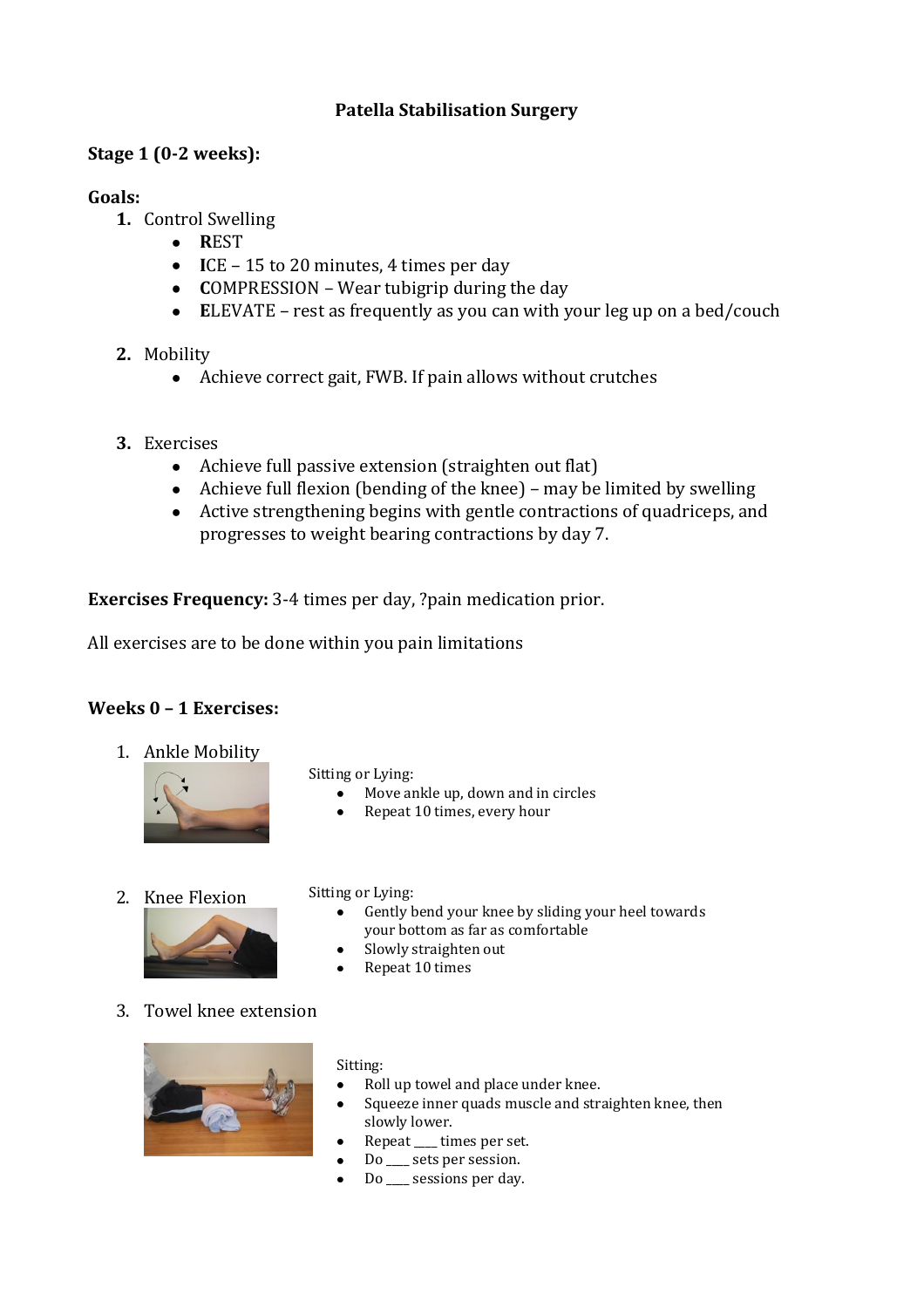# Patella Stabilisation Surgery

**Stage 1 (0-2 weeks):**

**Goals:**

1. Control Swelling
   - **R**EST
   - **I**CE – 15 to 20 minutes, 4 times per day
   - **C**OMPRESSION – Wear tubigrip during the day
   - **E**LEVATE – rest as frequently as you can with your leg up on a bed/couch

2. Mobility
   - Achieve correct gait, FWB. If pain allows without crutches

3. Exercises
   - Achieve full passive extension (straighten out flat)
   - Achieve full flexion (bending of the knee) – may be limited by swelling
   - Active strengthening begins with gentle contractions of quadriceps, and progresses to weight bearing contractions by day 7.

**Exercises Frequency:** 3-4 times per day, ?pain medication prior.

All exercises are to be done within you pain limitations

**Weeks 0 – 1 Exercises:**

1. Ankle Mobility

   Sitting or Lying:
   - Move ankle up, down and in circles
   - Repeat 10 times, every hour

2. Knee Flexion

   Sitting or Lying:
   - Gently bend your knee by sliding your heel towards your bottom as far as comfortable
   - Slowly straighten out
   - Repeat 10 times

3. Towel knee extension

   Sitting:
   - Roll up towel and place under knee.
   - Squeeze inner quads muscle and straighten knee, then slowly lower.
   - Repeat ___ times per set.
   - Do ___ sets per session.
   - Do ___ sessions per day.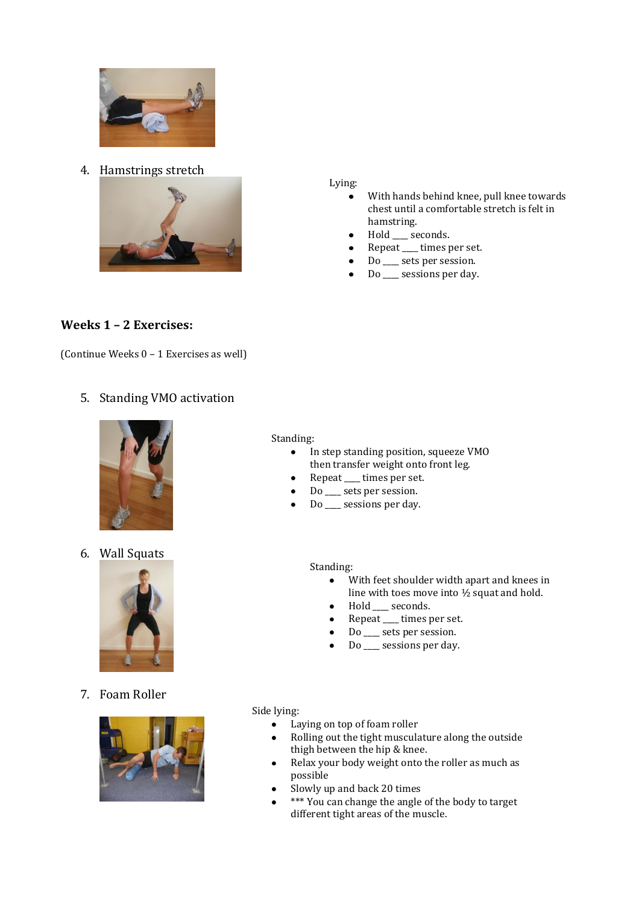4. Hamstrings stretch

Lying:

- With hands behind knee, pull knee towards chest until a comfortable stretch is felt in hamstring.
- Hold ___ seconds.
- Repeat ___ times per set.
- Do ___ sets per session.
- Do ___ sessions per day.

## Weeks 1 – 2 Exercises:

(Continue Weeks 0 – 1 Exercises as well)

5. Standing VMO activation

Standing:

- In step standing position, squeeze VMO then transfer weight onto front leg.
- Repeat ___ times per set.
- Do ___ sets per session.
- Do ___ sessions per day.

6. Wall Squats

Standing:

- With feet shoulder width apart and knees in line with toes move into ½ squat and hold.
- Hold ___ seconds.
- Repeat ___ times per set.
- Do ___ sets per session.
- Do ___ sessions per day.

7. Foam Roller

Side lying:

- Laying on top of foam roller
- Rolling out the tight musculature along the outside thigh between the hip & knee.
- Relax your body weight onto the roller as much as possible
- Slowly up and back 20 times
- *** You can change the angle of the body to target different tight areas of the muscle.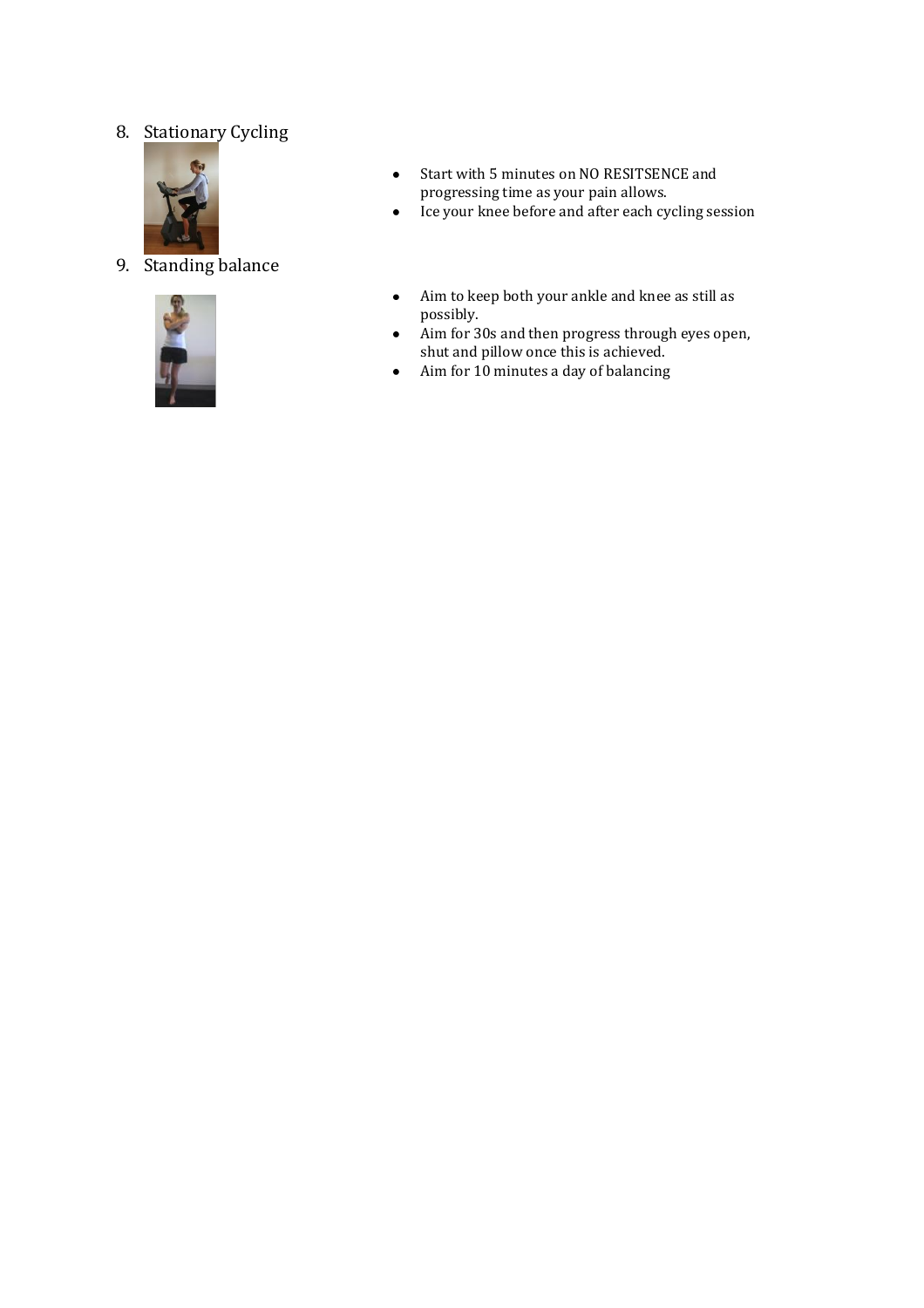8. Stationary Cycling

- Start with 5 minutes on NO RESITSENCE and progressing time as your pain allows.
- Ice your knee before and after each cycling session

9. Standing balance

- Aim to keep both your ankle and knee as still as possibly.
- Aim for 30s and then progress through eyes open, shut and pillow once this is achieved.
- Aim for 10 minutes a day of balancing